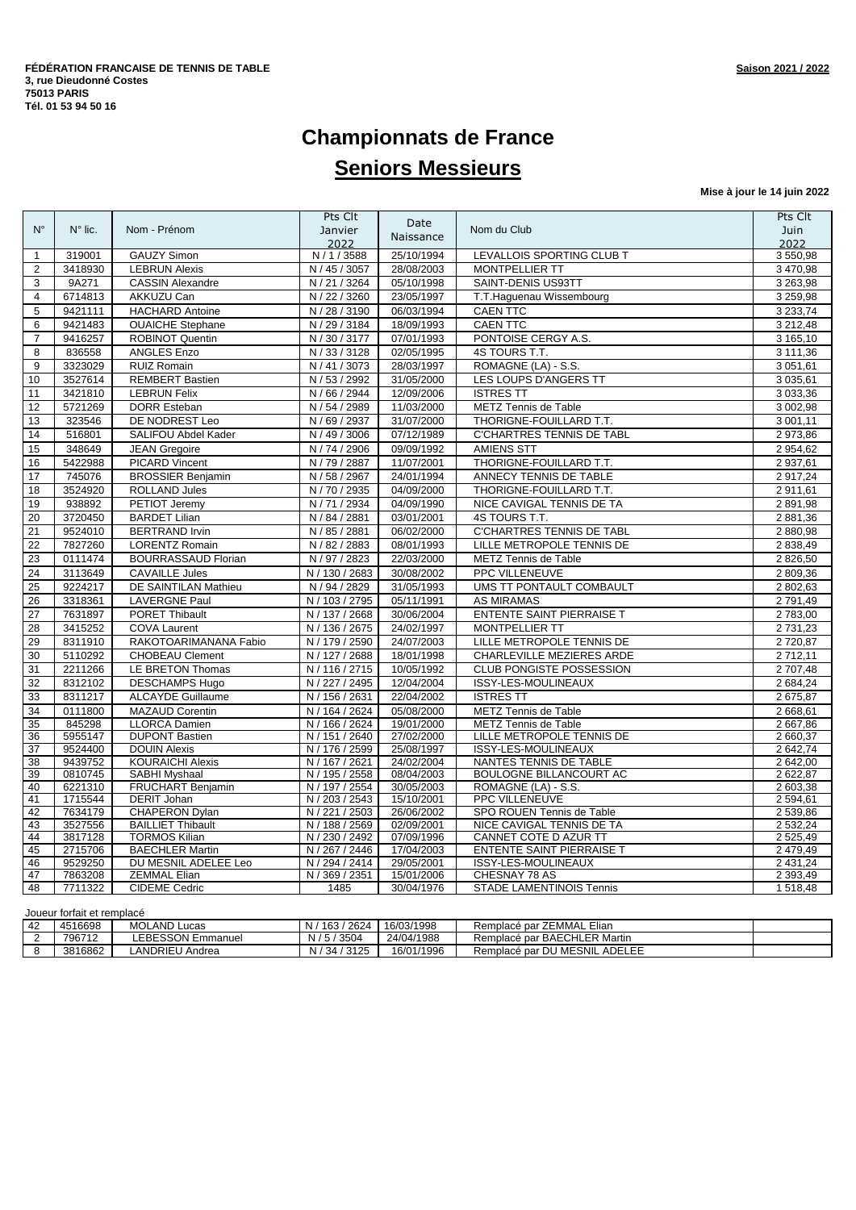**FÉDÉRATION FRANCAISE DE TENNIS DE TABLE**
**3, rue Dieudonné Costes**
**75013 PARIS**
**Tél. 01 53 94 50 16**

**Saison 2021 / 2022**

# Championnats de France

## Seniors Messieurs

**Mise à jour le 14 juin 2022**

| N° | N° lic. | Nom - Prénom | Pts Clt Janvier 2022 | Date Naissance | Nom du Club | Pts Clt Juin 2022 |
|---|---|---|---|---|---|---|
| 1 | 319001 | GAUZY Simon | N / 1 / 3588 | 25/10/1994 | LEVALLOIS SPORTING CLUB T | 3 550,98 |
| 2 | 3418930 | LEBRUN Alexis | N / 45 / 3057 | 28/08/2003 | MONTPELLIER TT | 3 470,98 |
| 3 | 9A271 | CASSIN Alexandre | N / 21 / 3264 | 05/10/1998 | SAINT-DENIS US93TT | 3 263,98 |
| 4 | 6714813 | AKKUZU Can | N / 22 / 3260 | 23/05/1997 | T.T.Haguenau Wissembourg | 3 259,98 |
| 5 | 9421111 | HACHARD Antoine | N / 28 / 3190 | 06/03/1994 | CAEN TTC | 3 233,74 |
| 6 | 9421483 | OUAICHE Stephane | N / 29 / 3184 | 18/09/1993 | CAEN TTC | 3 212,48 |
| 7 | 9416257 | ROBINOT Quentin | N / 30 / 3177 | 07/01/1993 | PONTOISE CERGY A.S. | 3 165,10 |
| 8 | 836558 | ANGLES Enzo | N / 33 / 3128 | 02/05/1995 | 4S TOURS T.T. | 3 111,36 |
| 9 | 3323029 | RUIZ Romain | N / 41 / 3073 | 28/03/1997 | ROMAGNE (LA) - S.S. | 3 051,61 |
| 10 | 3527614 | REMBERT Bastien | N / 53 / 2992 | 31/05/2000 | LES LOUPS D'ANGERS TT | 3 035,61 |
| 11 | 3421810 | LEBRUN Felix | N / 66 / 2944 | 12/09/2006 | ISTRES TT | 3 033,36 |
| 12 | 5721269 | DORR Esteban | N / 54 / 2989 | 11/03/2000 | METZ Tennis de Table | 3 002,98 |
| 13 | 323546 | DE NODREST Leo | N / 69 / 2937 | 31/07/2000 | THORIGNE-FOUILLARD T.T. | 3 001,11 |
| 14 | 516801 | SALIFOU Abdel Kader | N / 49 / 3006 | 07/12/1989 | C'CHARTRES TENNIS DE TABL | 2 973,86 |
| 15 | 348649 | JEAN Gregoire | N / 74 / 2906 | 09/09/1992 | AMIENS STT | 2 954,62 |
| 16 | 5422988 | PICARD Vincent | N / 79 / 2887 | 11/07/2001 | THORIGNE-FOUILLARD T.T. | 2 937,61 |
| 17 | 745076 | BROSSIER Benjamin | N / 58 / 2967 | 24/01/1994 | ANNECY TENNIS DE TABLE | 2 917,24 |
| 18 | 3524920 | ROLLAND Jules | N / 70 / 2935 | 04/09/2000 | THORIGNE-FOUILLARD T.T. | 2 911,61 |
| 19 | 938892 | PETIOT Jeremy | N / 71 / 2934 | 04/09/1990 | NICE CAVIGAL TENNIS DE TA | 2 891,98 |
| 20 | 3720450 | BARDET Lilian | N / 84 / 2881 | 03/01/2001 | 4S TOURS T.T. | 2 881,36 |
| 21 | 9524010 | BERTRAND Irvin | N / 85 / 2881 | 06/02/2000 | C'CHARTRES TENNIS DE TABL | 2 880,98 |
| 22 | 7827260 | LORENTZ Romain | N / 82 / 2883 | 08/01/1993 | LILLE METROPOLE TENNIS DE | 2 838,49 |
| 23 | 0111474 | BOURRASSAUD Florian | N / 97 / 2823 | 22/03/2000 | METZ Tennis de Table | 2 826,50 |
| 24 | 3113649 | CAVAILLE Jules | N / 130 / 2683 | 30/08/2002 | PPC VILLENEUVE | 2 809,36 |
| 25 | 9224217 | DE SAINTILAN Mathieu | N / 94 / 2829 | 31/05/1993 | UMS TT PONTAULT COMBAULT | 2 802,63 |
| 26 | 3318361 | LAVERGNE Paul | N / 103 / 2795 | 05/11/1991 | AS MIRAMAS | 2 791,49 |
| 27 | 7631897 | PORET Thibault | N / 137 / 2668 | 30/06/2004 | ENTENTE SAINT PIERRAISE T | 2 783,00 |
| 28 | 3415252 | COVA Laurent | N / 136 / 2675 | 24/02/1997 | MONTPELLIER TT | 2 731,23 |
| 29 | 8311910 | RAKOTOARIMANANA Fabio | N / 179 / 2590 | 24/07/2003 | LILLE METROPOLE TENNIS DE | 2 720,87 |
| 30 | 5110292 | CHOBEAU Clement | N / 127 / 2688 | 18/01/1998 | CHARLEVILLE MEZIERES ARDE | 2 712,11 |
| 31 | 2211266 | LE BRETON Thomas | N / 116 / 2715 | 10/05/1992 | CLUB PONGISTE POSSESSION | 2 707,48 |
| 32 | 8312102 | DESCHAMPS Hugo | N / 227 / 2495 | 12/04/2004 | ISSY-LES-MOULINEAUX | 2 684,24 |
| 33 | 8311217 | ALCAYDE Guillaume | N / 156 / 2631 | 22/04/2002 | ISTRES TT | 2 675,87 |
| 34 | 0111800 | MAZAUD Corentin | N / 164 / 2624 | 05/08/2000 | METZ Tennis de Table | 2 668,61 |
| 35 | 845298 | LLORCA Damien | N / 166 / 2624 | 19/01/2000 | METZ Tennis de Table | 2 667,86 |
| 36 | 5955147 | DUPONT Bastien | N / 151 / 2640 | 27/02/2000 | LILLE METROPOLE TENNIS DE | 2 660,37 |
| 37 | 9524400 | DOUIN Alexis | N / 176 / 2599 | 25/08/1997 | ISSY-LES-MOULINEAUX | 2 642,74 |
| 38 | 9439752 | KOURAICHI Alexis | N / 167 / 2621 | 24/02/2004 | NANTES TENNIS DE TABLE | 2 642,00 |
| 39 | 0810745 | SABHI Myshaal | N / 195 / 2558 | 08/04/2003 | BOULOGNE BILLANCOURT AC | 2 622,87 |
| 40 | 6221310 | FRUCHART Benjamin | N / 197 / 2554 | 30/05/2003 | ROMAGNE (LA) - S.S. | 2 603,38 |
| 41 | 1715544 | DERIT Johan | N / 203 / 2543 | 15/10/2001 | PPC VILLENEUVE | 2 594,61 |
| 42 | 7634179 | CHAPERON Dylan | N / 221 / 2503 | 26/06/2002 | SPO ROUEN Tennis de Table | 2 539,86 |
| 43 | 3527556 | BAILLIET Thibault | N / 188 / 2569 | 02/09/2001 | NICE CAVIGAL TENNIS DE TA | 2 532,24 |
| 44 | 3817128 | TORMOS Kilian | N / 230 / 2492 | 07/09/1996 | CANNET COTE D AZUR TT | 2 525,49 |
| 45 | 2715706 | BAECHLER Martin | N / 267 / 2446 | 17/04/2003 | ENTENTE SAINT PIERRAISE T | 2 479,49 |
| 46 | 9529250 | DU MESNIL ADELEE Leo | N / 294 / 2414 | 29/05/2001 | ISSY-LES-MOULINEAUX | 2 431,24 |
| 47 | 7863208 | ZEMMAL Elian | N / 369 / 2351 | 15/01/2006 | CHESNAY 78 AS | 2 393,49 |
| 48 | 7711322 | CIDEME Cedric | 1485 | 30/04/1976 | STADE LAMENTINOIS Tennis | 1 518,48 |

Joueur forfait et remplacé

| N° | N° lic. | Nom - Prénom | Pts Clt Janvier 2022 | Date Naissance | Nom du Club | Pts Clt Juin 2022 |
|---|---|---|---|---|---|---|
| 42 | 4516698 | MOLAND Lucas | N / 163 / 2624 | 16/03/1998 | Remplacé par ZEMMAL Elian | |
| 2 | 796712 | LEBESSON Emmanuel | N / 5 / 3504 | 24/04/1988 | Remplacé par BAECHLER Martin | |
| 8 | 3816862 | LANDRIEU Andrea | N / 34 / 3125 | 16/01/1996 | Remplacé par DU MESNIL ADELEE | |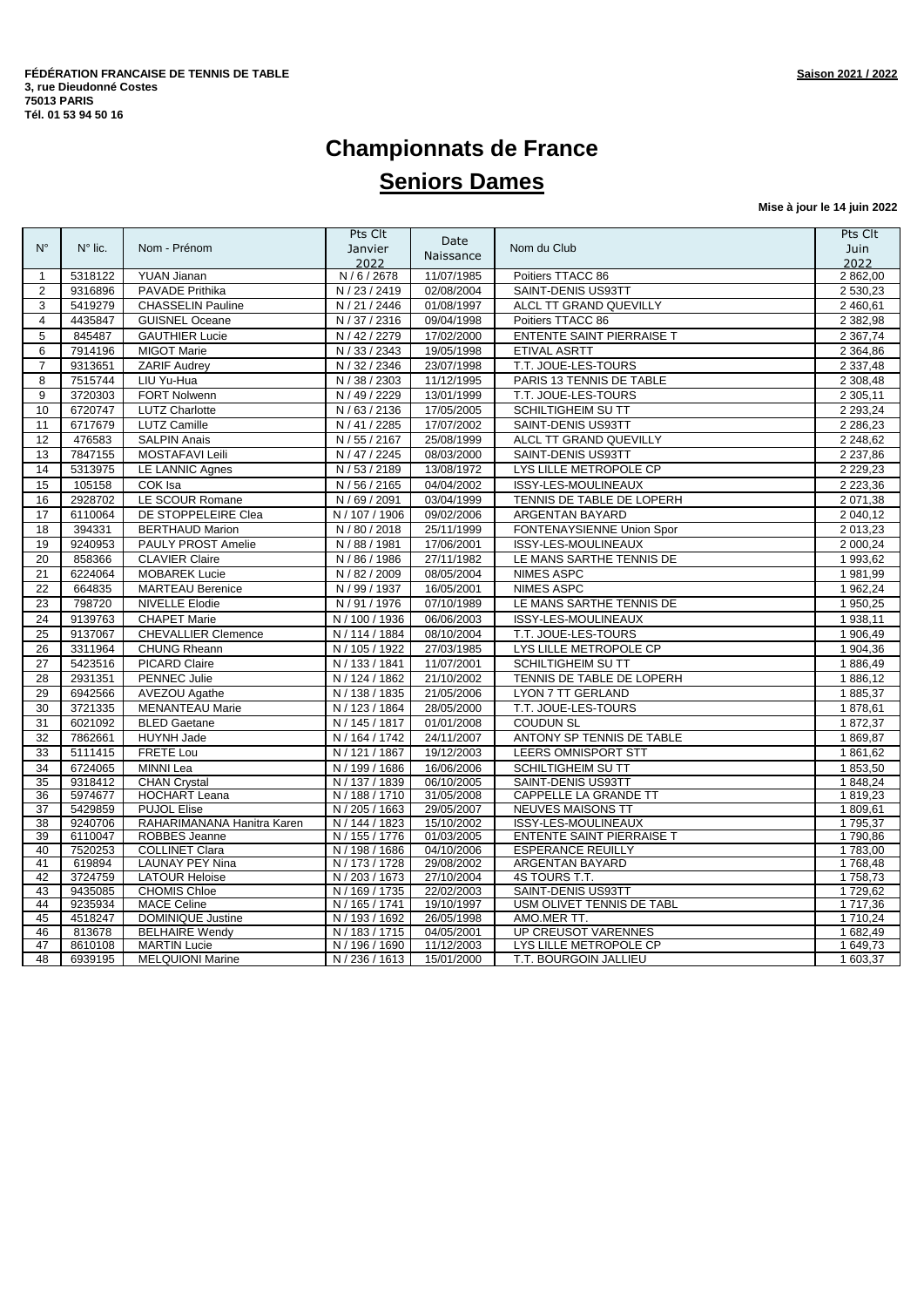**FÉDÉRATION FRANCAISE DE TENNIS DE TABLE**
**3, rue Dieudonné Costes**
**75013 PARIS**
**Tél. 01 53 94 50 16**

**Saison 2021 / 2022**

# Championnats de France

## Seniors Dames

**Mise à jour le 14 juin 2022**

| N° | N° lic. | Nom - Prénom | Pts Clt Janvier 2022 | Date Naissance | Nom du Club | Pts Clt Juin 2022 |
|---|---|---|---|---|---|---|
| 1 | 5318122 | YUAN Jianan | N / 6 / 2678 | 11/07/1985 | Poitiers TTACC 86 | 2 862,00 |
| 2 | 9316896 | PAVADE Prithika | N / 23 / 2419 | 02/08/2004 | SAINT-DENIS US93TT | 2 530,23 |
| 3 | 5419279 | CHASSELIN Pauline | N / 21 / 2446 | 01/08/1997 | ALCL TT GRAND QUEVILLY | 2 460,61 |
| 4 | 4435847 | GUISNEL Oceane | N / 37 / 2316 | 09/04/1998 | Poitiers TTACC 86 | 2 382,98 |
| 5 | 845487 | GAUTHIER Lucie | N / 42 / 2279 | 17/02/2000 | ENTENTE SAINT PIERRAISE T | 2 367,74 |
| 6 | 7914196 | MIGOT Marie | N / 33 / 2343 | 19/05/1998 | ETIVAL ASRTT | 2 364,86 |
| 7 | 9313651 | ZARIF Audrey | N / 32 / 2346 | 23/07/1998 | T.T. JOUE-LES-TOURS | 2 337,48 |
| 8 | 7515744 | LIU Yu-Hua | N / 38 / 2303 | 11/12/1995 | PARIS 13 TENNIS DE TABLE | 2 308,48 |
| 9 | 3720303 | FORT Nolwenn | N / 49 / 2229 | 13/01/1999 | T.T. JOUE-LES-TOURS | 2 305,11 |
| 10 | 6720747 | LUTZ Charlotte | N / 63 / 2136 | 17/05/2005 | SCHILTIGHEIM SU TT | 2 293,24 |
| 11 | 6717679 | LUTZ Camille | N / 41 / 2285 | 17/07/2002 | SAINT-DENIS US93TT | 2 286,23 |
| 12 | 476583 | SALPIN Anais | N / 55 / 2167 | 25/08/1999 | ALCL TT GRAND QUEVILLY | 2 248,62 |
| 13 | 7847155 | MOSTAFAVI Leili | N / 47 / 2245 | 08/03/2000 | SAINT-DENIS US93TT | 2 237,86 |
| 14 | 5313975 | LE LANNIC Agnes | N / 53 / 2189 | 13/08/1972 | LYS LILLE METROPOLE CP | 2 229,23 |
| 15 | 105158 | COK Isa | N / 56 / 2165 | 04/04/2002 | ISSY-LES-MOULINEAUX | 2 223,36 |
| 16 | 2928702 | LE SCOUR Romane | N / 69 / 2091 | 03/04/1999 | TENNIS DE TABLE DE LOPERH | 2 071,38 |
| 17 | 6110064 | DE STOPPELEIRE Clea | N / 107 / 1906 | 09/02/2006 | ARGENTAN BAYARD | 2 040,12 |
| 18 | 394331 | BERTHAUD Marion | N / 80 / 2018 | 25/11/1999 | FONTENAYSIENNE Union Spor | 2 013,23 |
| 19 | 9240953 | PAULY PROST Amelie | N / 88 / 1981 | 17/06/2001 | ISSY-LES-MOULINEAUX | 2 000,24 |
| 20 | 858366 | CLAVIER Claire | N / 86 / 1986 | 27/11/1982 | LE MANS SARTHE TENNIS DE | 1 993,62 |
| 21 | 6224064 | MOBAREK Lucie | N / 82 / 2009 | 08/05/2004 | NIMES ASPC | 1 981,99 |
| 22 | 664835 | MARTEAU Berenice | N / 99 / 1937 | 16/05/2001 | NIMES ASPC | 1 962,24 |
| 23 | 798720 | NIVELLE Elodie | N / 91 / 1976 | 07/10/1989 | LE MANS SARTHE TENNIS DE | 1 950,25 |
| 24 | 9139763 | CHAPET Marie | N / 100 / 1936 | 06/06/2003 | ISSY-LES-MOULINEAUX | 1 938,11 |
| 25 | 9137067 | CHEVALLIER Clemence | N / 114 / 1884 | 08/10/2004 | T.T. JOUE-LES-TOURS | 1 906,49 |
| 26 | 3311964 | CHUNG Rheann | N / 105 / 1922 | 27/03/1985 | LYS LILLE METROPOLE CP | 1 904,36 |
| 27 | 5423516 | PICARD Claire | N / 133 / 1841 | 11/07/2001 | SCHILTIGHEIM SU TT | 1 886,49 |
| 28 | 2931351 | PENNEC Julie | N / 124 / 1862 | 21/10/2002 | TENNIS DE TABLE DE LOPERH | 1 886,12 |
| 29 | 6942566 | AVEZOU Agathe | N / 138 / 1835 | 21/05/2006 | LYON 7 TT GERLAND | 1 885,37 |
| 30 | 3721335 | MENANTEAU Marie | N / 123 / 1864 | 28/05/2000 | T.T. JOUE-LES-TOURS | 1 878,61 |
| 31 | 6021092 | BLED Gaetane | N / 145 / 1817 | 01/01/2008 | COUDUN SL | 1 872,37 |
| 32 | 7862661 | HUYNH Jade | N / 164 / 1742 | 24/11/2007 | ANTONY SP TENNIS DE TABLE | 1 869,87 |
| 33 | 5111415 | FRETE Lou | N / 121 / 1867 | 19/12/2003 | LEERS OMNISPORT STT | 1 861,62 |
| 34 | 6724065 | MINNI Lea | N / 199 / 1686 | 16/06/2006 | SCHILTIGHEIM SU TT | 1 853,50 |
| 35 | 9318412 | CHAN Crystal | N / 137 / 1839 | 06/10/2005 | SAINT-DENIS US93TT | 1 848,24 |
| 36 | 5974677 | HOCHART Leana | N / 188 / 1710 | 31/05/2008 | CAPPELLE LA GRANDE TT | 1 819,23 |
| 37 | 5429859 | PUJOL Elise | N / 205 / 1663 | 29/05/2007 | NEUVES MAISONS TT | 1 809,61 |
| 38 | 9240706 | RAHARIMANANA Hanitra Karen | N / 144 / 1823 | 15/10/2002 | ISSY-LES-MOULINEAUX | 1 795,37 |
| 39 | 6110047 | ROBBES Jeanne | N / 155 / 1776 | 01/03/2005 | ENTENTE SAINT PIERRAISE T | 1 790,86 |
| 40 | 7520253 | COLLINET Clara | N / 198 / 1686 | 04/10/2006 | ESPERANCE REUILLY | 1 783,00 |
| 41 | 619894 | LAUNAY PEY Nina | N / 173 / 1728 | 29/08/2002 | ARGENTAN BAYARD | 1 768,48 |
| 42 | 3724759 | LATOUR Heloise | N / 203 / 1673 | 27/10/2004 | 4S TOURS T.T. | 1 758,73 |
| 43 | 9435085 | CHOMIS Chloe | N / 169 / 1735 | 22/02/2003 | SAINT-DENIS US93TT | 1 729,62 |
| 44 | 9235934 | MACE Celine | N / 165 / 1741 | 19/10/1997 | USM OLIVET TENNIS DE TABL | 1 717,36 |
| 45 | 4518247 | DOMINIQUE Justine | N / 193 / 1692 | 26/05/1998 | AMO.MER TT. | 1 710,24 |
| 46 | 813678 | BELHAIRE Wendy | N / 183 / 1715 | 04/05/2001 | UP CREUSOT VARENNES | 1 682,49 |
| 47 | 8610108 | MARTIN Lucie | N / 196 / 1690 | 11/12/2003 | LYS LILLE METROPOLE CP | 1 649,73 |
| 48 | 6939195 | MELQUIONI Marine | N / 236 / 1613 | 15/01/2000 | T.T. BOURGOIN JALLIEU | 1 603,37 |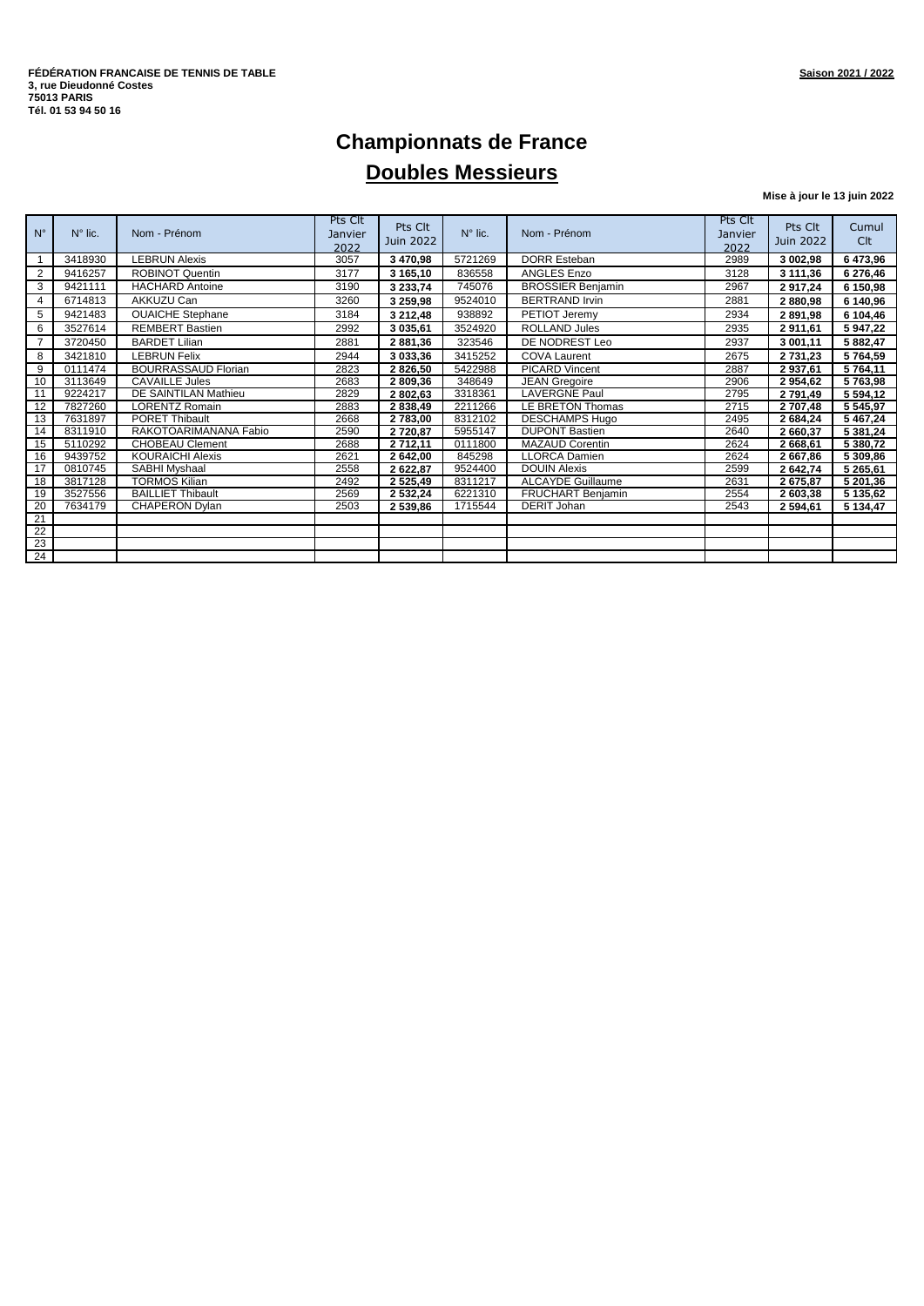**FÉDÉRATION FRANCAISE DE TENNIS DE TABLE**
**3, rue Dieudonné Costes**
**75013 PARIS**
**Tél. 01 53 94 50 16**

**Saison 2021 / 2022**

# Championnats de France

## Doubles Messieurs

**Mise à jour le 13 juin 2022**

| N° | N° lic. | Nom - Prénom | Pts Clt Janvier 2022 | Pts Clt Juin 2022 | N° lic. | Nom - Prénom | Pts Clt Janvier 2022 | Pts Clt Juin 2022 | Cumul Clt |
|---|---|---|---|---|---|---|---|---|---|
| 1 | 3418930 | LEBRUN Alexis | 3057 | **3 470,98** | 5721269 | DORR Esteban | 2989 | **3 002,98** | **6 473,96** |
| 2 | 9416257 | ROBINOT Quentin | 3177 | **3 165,10** | 836558 | ANGLES Enzo | 3128 | **3 111,36** | **6 276,46** |
| 3 | 9421111 | HACHARD Antoine | 3190 | **3 233,74** | 745076 | BROSSIER Benjamin | 2967 | **2 917,24** | **6 150,98** |
| 4 | 6714813 | AKKUZU Can | 3260 | **3 259,98** | 9524010 | BERTRAND Irvin | 2881 | **2 880,98** | **6 140,96** |
| 5 | 9421483 | OUAICHE Stephane | 3184 | **3 212,48** | 938892 | PETIOT Jeremy | 2934 | **2 891,98** | **6 104,46** |
| 6 | 3527614 | REMBERT Bastien | 2992 | **3 035,61** | 3524920 | ROLLAND Jules | 2935 | **2 911,61** | **5 947,22** |
| 7 | 3720450 | BARDET Lilian | 2881 | **2 881,36** | 323546 | DE NODREST Leo | 2937 | **3 001,11** | **5 882,47** |
| 8 | 3421810 | LEBRUN Felix | 2944 | **3 033,36** | 3415252 | COVA Laurent | 2675 | **2 731,23** | **5 764,59** |
| 9 | 0111474 | BOURRASSAUD Florian | 2823 | **2 826,50** | 5422988 | PICARD Vincent | 2887 | **2 937,61** | **5 764,11** |
| 10 | 3113649 | CAVAILLE Jules | 2683 | **2 809,36** | 348649 | JEAN Gregoire | 2906 | **2 954,62** | **5 763,98** |
| 11 | 9224217 | DE SAINTILAN Mathieu | 2829 | **2 802,63** | 3318361 | LAVERGNE Paul | 2795 | **2 791,49** | **5 594,12** |
| 12 | 7827260 | LORENTZ Romain | 2883 | **2 838,49** | 2211266 | LE BRETON Thomas | 2715 | **2 707,48** | **5 545,97** |
| 13 | 7631897 | PORET Thibault | 2668 | **2 783,00** | 8312102 | DESCHAMPS Hugo | 2495 | **2 684,24** | **5 467,24** |
| 14 | 8311910 | RAKOTOARIMANANA Fabio | 2590 | **2 720,87** | 5955147 | DUPONT Bastien | 2640 | **2 660,37** | **5 381,24** |
| 15 | 5110292 | CHOBEAU Clement | 2688 | **2 712,11** | 0111800 | MAZAUD Corentin | 2624 | **2 668,61** | **5 380,72** |
| 16 | 9439752 | KOURAICHI Alexis | 2621 | **2 642,00** | 845298 | LLORCA Damien | 2624 | **2 667,86** | **5 309,86** |
| 17 | 0810745 | SABHI Myshaal | 2558 | **2 622,87** | 9524400 | DOUIN Alexis | 2599 | **2 642,74** | **5 265,61** |
| 18 | 3817128 | TORMOS Kilian | 2492 | **2 525,49** | 8311217 | ALCAYDE Guillaume | 2631 | **2 675,87** | **5 201,36** |
| 19 | 3527556 | BAILLIET Thibault | 2569 | **2 532,24** | 6221310 | FRUCHART Benjamin | 2554 | **2 603,38** | **5 135,62** |
| 20 | 7634179 | CHAPERON Dylan | 2503 | **2 539,86** | 1715544 | DERIT Johan | 2543 | **2 594,61** | **5 134,47** |
| 21 | | | | | | | | | |
| 22 | | | | | | | | | |
| 23 | | | | | | | | | |
| 24 | | | | | | | | | |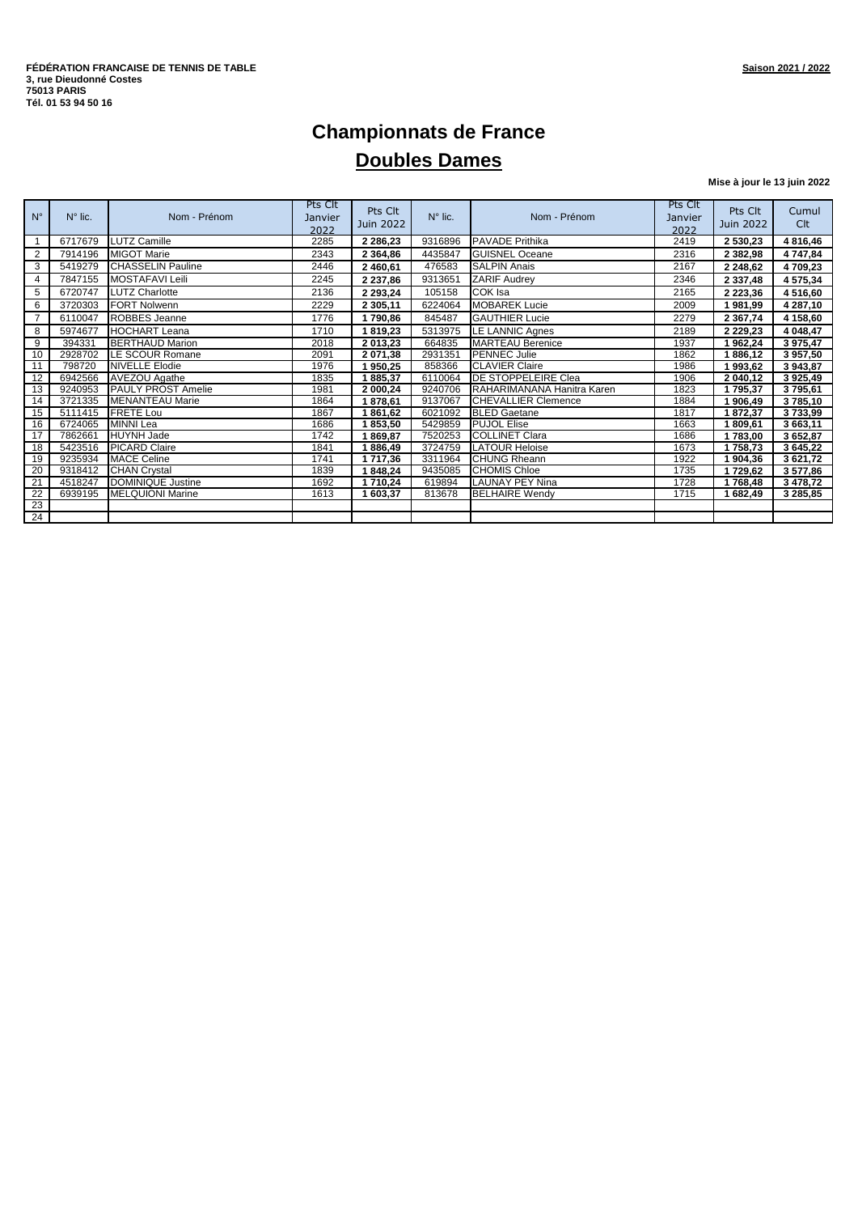**FÉDÉRATION FRANCAISE DE TENNIS DE TABLE**
**3, rue Dieudonné Costes**
**75013 PARIS**
**Tél. 01 53 94 50 16**

**Saison 2021 / 2022**

# Championnats de France

## Doubles Dames

**Mise à jour le 13 juin 2022**

| N° | N° lic. | Nom - Prénom | Pts Clt Janvier 2022 | Pts Clt Juin 2022 | N° lic. | Nom - Prénom | Pts Clt Janvier 2022 | Pts Clt Juin 2022 | Cumul Clt |
|---|---|---|---|---|---|---|---|---|---|
| 1 | 6717679 | LUTZ Camille | 2285 | **2 286,23** | 9316896 | PAVADE Prithika | 2419 | **2 530,23** | **4 816,46** |
| 2 | 7914196 | MIGOT Marie | 2343 | **2 364,86** | 4435847 | GUISNEL Oceane | 2316 | **2 382,98** | **4 747,84** |
| 3 | 5419279 | CHASSELIN Pauline | 2446 | **2 460,61** | 476583 | SALPIN Anais | 2167 | **2 248,62** | **4 709,23** |
| 4 | 7847155 | MOSTAFAVI Leili | 2245 | **2 237,86** | 9313651 | ZARIF Audrey | 2346 | **2 337,48** | **4 575,34** |
| 5 | 6720747 | LUTZ Charlotte | 2136 | **2 293,24** | 105158 | COK Isa | 2165 | **2 223,36** | **4 516,60** |
| 6 | 3720303 | FORT Nolwenn | 2229 | **2 305,11** | 6224064 | MOBAREK Lucie | 2009 | **1 981,99** | **4 287,10** |
| 7 | 6110047 | ROBBES Jeanne | 1776 | **1 790,86** | 845487 | GAUTHIER Lucie | 2279 | **2 367,74** | **4 158,60** |
| 8 | 5974677 | HOCHART Leana | 1710 | **1 819,23** | 5313975 | LE LANNIC Agnes | 2189 | **2 229,23** | **4 048,47** |
| 9 | 394331 | BERTHAUD Marion | 2018 | **2 013,23** | 664835 | MARTEAU Berenice | 1937 | **1 962,24** | **3 975,47** |
| 10 | 2928702 | LE SCOUR Romane | 2091 | **2 071,38** | 2931351 | PENNEC Julie | 1862 | **1 886,12** | **3 957,50** |
| 11 | 798720 | NIVELLE Elodie | 1976 | **1 950,25** | 858366 | CLAVIER Claire | 1986 | **1 993,62** | **3 943,87** |
| 12 | 6942566 | AVEZOU Agathe | 1835 | **1 885,37** | 6110064 | DE STOPPELEIRE Clea | 1906 | **2 040,12** | **3 925,49** |
| 13 | 9240953 | PAULY PROST Amelie | 1981 | **2 000,24** | 9240706 | RAHARIMANANA Hanitra Karen | 1823 | **1 795,37** | **3 795,61** |
| 14 | 3721335 | MENANTEAU Marie | 1864 | **1 878,61** | 9137067 | CHEVALLIER Clemence | 1884 | **1 906,49** | **3 785,10** |
| 15 | 5111415 | FRETE Lou | 1867 | **1 861,62** | 6021092 | BLED Gaetane | 1817 | **1 872,37** | **3 733,99** |
| 16 | 6724065 | MINNI Lea | 1686 | **1 853,50** | 5429859 | PUJOL Elise | 1663 | **1 809,61** | **3 663,11** |
| 17 | 7862661 | HUYNH Jade | 1742 | **1 869,87** | 7520253 | COLLINET Clara | 1686 | **1 783,00** | **3 652,87** |
| 18 | 5423516 | PICARD Claire | 1841 | **1 886,49** | 3724759 | LATOUR Heloise | 1673 | **1 758,73** | **3 645,22** |
| 19 | 9235934 | MACE Celine | 1741 | **1 717,36** | 3311964 | CHUNG Rheann | 1922 | **1 904,36** | **3 621,72** |
| 20 | 9318412 | CHAN Crystal | 1839 | **1 848,24** | 9435085 | CHOMIS Chloe | 1735 | **1 729,62** | **3 577,86** |
| 21 | 4518247 | DOMINIQUE Justine | 1692 | **1 710,24** | 619894 | LAUNAY PEY Nina | 1728 | **1 768,48** | **3 478,72** |
| 22 | 6939195 | MELQUIONI Marine | 1613 | **1 603,37** | 813678 | BELHAIRE Wendy | 1715 | **1 682,49** | **3 285,85** |
| 23 | | | | | | | | | |
| 24 | | | | | | | | | |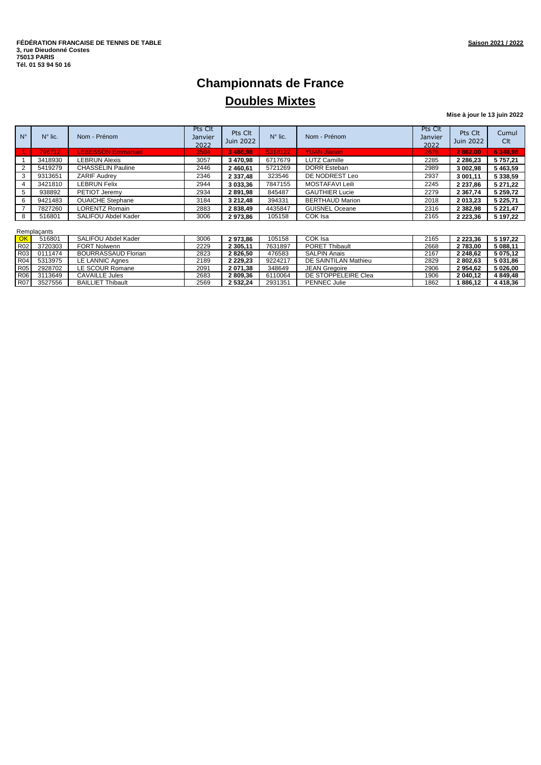**FÉDÉRATION FRANCAISE DE TENNIS DE TABLE**
**3, rue Dieudonné Costes**
**75013 PARIS**
**Tél. 01 53 94 50 16**

**Saison 2021 / 2022**

# Championnats de France

## Doubles Mixtes

**Mise à jour le 13 juin 2022**

| N° | N° lic. | Nom - Prénom | Pts Clt Janvier 2022 | Pts Clt Juin 2022 | N° lic. | Nom - Prénom | Pts Clt Janvier 2022 | Pts Clt Juin 2022 | Cumul Clt |
|---|---|---|---|---|---|---|---|---|---|
| 1 | 796712 | LEBESSON Emmanuel | 3504 | **3 486,98** | 5318122 | YUAN Jianan | 2678 | **2 862,00** | **6 348,98** |
| 1 | 3418930 | LEBRUN Alexis | 3057 | **3 470,98** | 6717679 | LUTZ Camille | 2285 | **2 286,23** | **5 757,21** |
| 2 | 5419279 | CHASSELIN Pauline | 2446 | **2 460,61** | 5721269 | DORR Esteban | 2989 | **3 002,98** | **5 463,59** |
| 3 | 9313651 | ZARIF Audrey | 2346 | **2 337,48** | 323546 | DE NODREST Leo | 2937 | **3 001,11** | **5 338,59** |
| 4 | 3421810 | LEBRUN Felix | 2944 | **3 033,36** | 7847155 | MOSTAFAVI Leili | 2245 | **2 237,86** | **5 271,22** |
| 5 | 938892 | PETIOT Jeremy | 2934 | **2 891,98** | 845487 | GAUTHIER Lucie | 2279 | **2 367,74** | **5 259,72** |
| 6 | 9421483 | OUAICHE Stephane | 3184 | **3 212,48** | 394331 | BERTHAUD Marion | 2018 | **2 013,23** | **5 225,71** |
| 7 | 7827260 | LORENTZ Romain | 2883 | **2 838,49** | 4435847 | GUISNEL Oceane | 2316 | **2 382,98** | **5 221,47** |
| 8 | 516801 | SALIFOU Abdel Kader | 3006 | **2 973,86** | 105158 | COK Isa | 2165 | **2 223,36** | **5 197,22** |

Remplaçants

| | | | | | | | | | |
|---|---|---|---|---|---|---|---|---|---|
| OK | 516801 | SALIFOU Abdel Kader | 3006 | **2 973,86** | 105158 | COK Isa | 2165 | **2 223,36** | **5 197,22** |
| R02 | 3720303 | FORT Nolwenn | 2229 | **2 305,11** | 7631897 | PORET Thibault | 2668 | **2 783,00** | **5 088,11** |
| R03 | 0111474 | BOURRASSAUD Florian | 2823 | **2 826,50** | 476583 | SALPIN Anais | 2167 | **2 248,62** | **5 075,12** |
| R04 | 5313975 | LE LANNIC Agnes | 2189 | **2 229,23** | 9224217 | DE SAINTILAN Mathieu | 2829 | **2 802,63** | **5 031,86** |
| R05 | 2928702 | LE SCOUR Romane | 2091 | **2 071,38** | 348649 | JEAN Gregoire | 2906 | **2 954,62** | **5 026,00** |
| R06 | 3113649 | CAVAILLE Jules | 2683 | **2 809,36** | 6110064 | DE STOPPELEIRE Clea | 1906 | **2 040,12** | **4 849,48** |
| R07 | 3527556 | BAILLIET Thibault | 2569 | **2 532,24** | 2931351 | PENNEC Julie | 1862 | **1 886,12** | **4 418,36** |